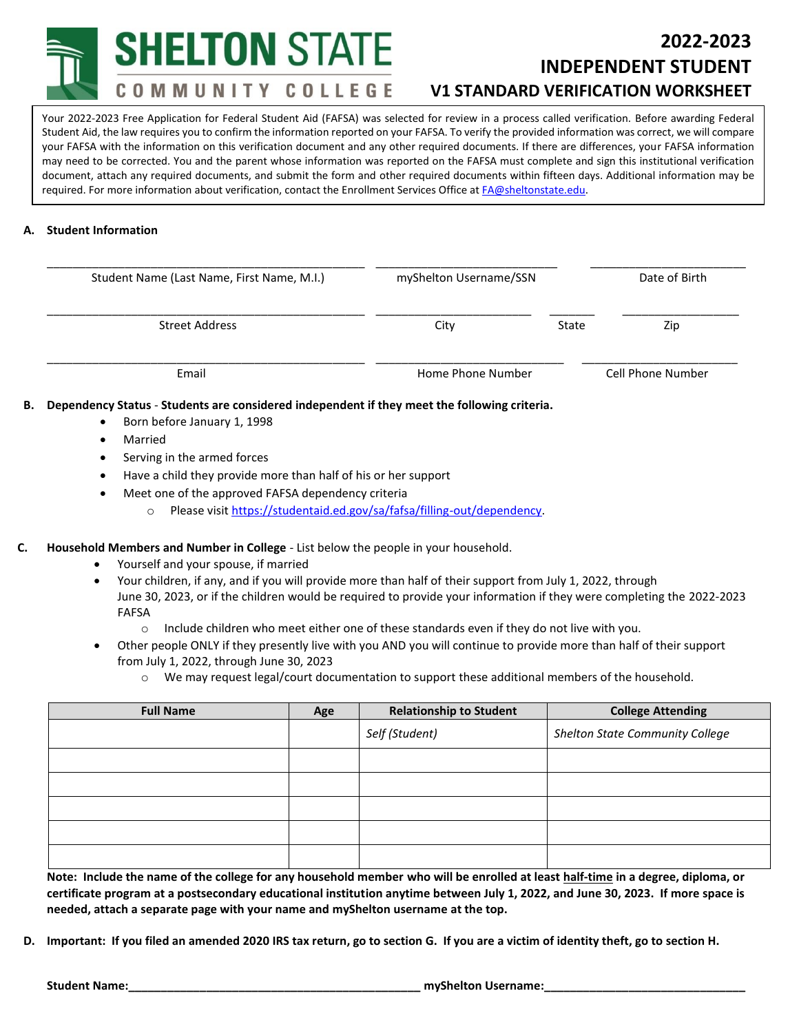# SHELTON STATE COMMUNITY COLLEGE

## 2022-2023 INDEPENDENT STUDENT V1 STANDARD VERIFICATION WORKSHEET

Your 2022-2023 Free Application for Federal Student Aid (FAFSA) was selected for review in a process called verification. Before awarding Federal Student Aid, the law requires you to confirm the information reported on your FAFSA. To verify the provided information was correct, we will compare your FAFSA with the information on this verification document and any other required documents. If there are differences, your FAFSA information may need to be corrected. You and the parent whose information was reported on the FAFSA must complete and sign this institutional verification document, attach any required documents, and submit the form and other required documents within fifteen days. Additional information may be required. For more information about verification, contact the Enrollment Services Office at FA@sheltonstate.edu.

**A. Student Information**

_______________________________________ _______________________ _____________________
Student Name (Last Name, First Name, M.I.) &nbsp;&nbsp; myShelton Username/SSN &nbsp;&nbsp; Date of Birth

_______________________________________ ___________________ ______ ________________
Street Address &nbsp;&nbsp; City &nbsp;&nbsp; State &nbsp;&nbsp; Zip

_______________________________________ _______________________ _____________________
Email &nbsp;&nbsp; Home Phone Number &nbsp;&nbsp; Cell Phone Number

**B. Dependency Status - Students are considered independent if they meet the following criteria.**

- Born before January 1, 1998
- Married
- Serving in the armed forces
- Have a child they provide more than half of his or her support
- Meet one of the approved FAFSA dependency criteria
  - Please visit https://studentaid.ed.gov/sa/fafsa/filling-out/dependency.

**C. Household Members and Number in College** - List below the people in your household.

- Yourself and your spouse, if married
- Your children, if any, and if you will provide more than half of their support from July 1, 2022, through June 30, 2023, or if the children would be required to provide your information if they were completing the 2022-2023 FAFSA
  - Include children who meet either one of these standards even if they do not live with you.
- Other people ONLY if they presently live with you AND you will continue to provide more than half of their support from July 1, 2022, through June 30, 2023
  - We may request legal/court documentation to support these additional members of the household.

| Full Name | Age | Relationship to Student | College Attending |
|---|---|---|---|
| | | *Self (Student)* | *Shelton State Community College* |
| | | | |
| | | | |
| | | | |
| | | | |
| | | | |

**Note: Include the name of the college for any household member who will be enrolled at least half-time in a degree, diploma, or certificate program at a postsecondary educational institution anytime between July 1, 2022, and June 30, 2023. If more space is needed, attach a separate page with your name and myShelton username at the top.**

**D. Important: If you filed an amended 2020 IRS tax return, go to section G. If you are a victim of identity theft, go to section H.**

**Student Name:**_______________________________ **myShelton Username:**_______________________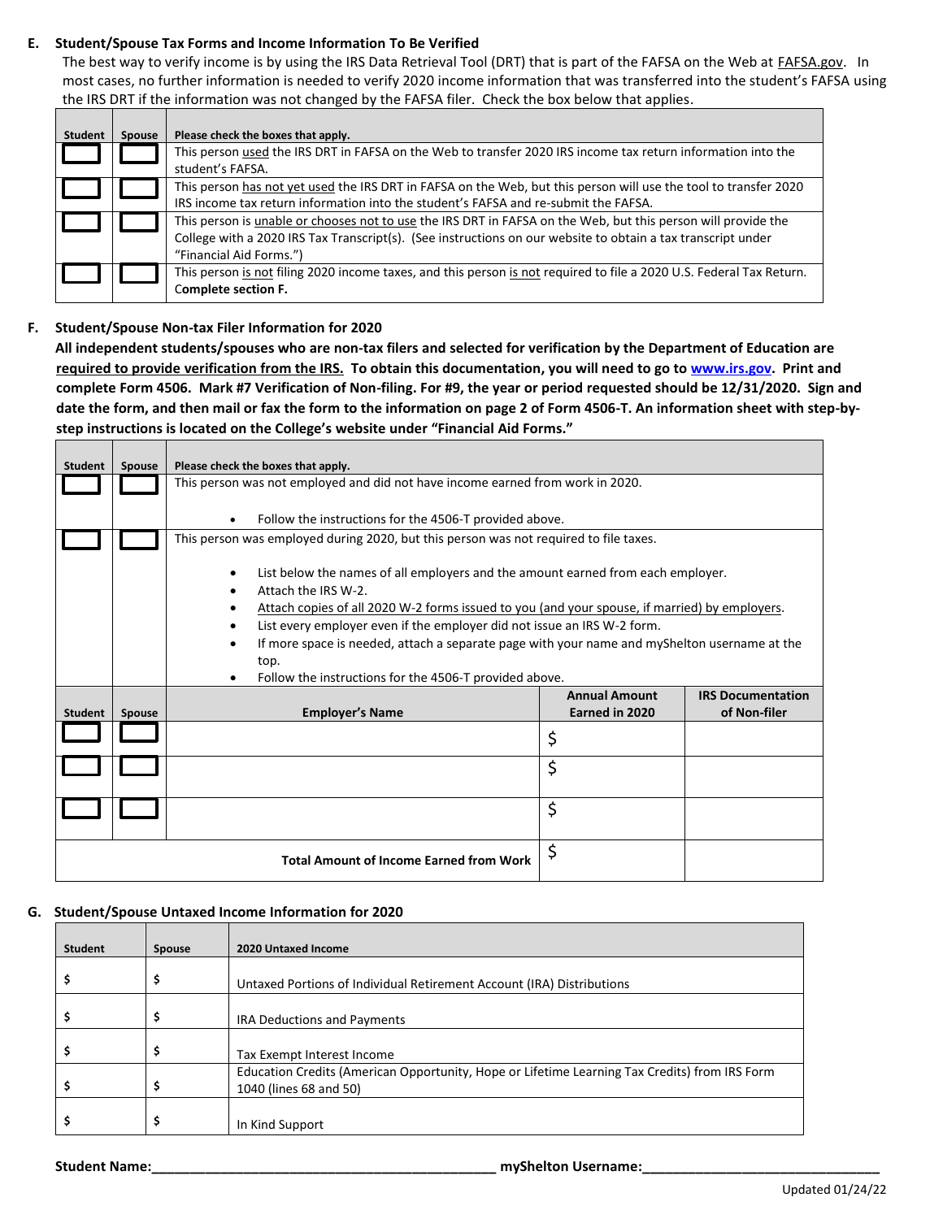## E. Student/Spouse Tax Forms and Income Information To Be Verified

The best way to verify income is by using the IRS Data Retrieval Tool (DRT) that is part of the FAFSA on the Web at FAFSA.gov. In most cases, no further information is needed to verify 2020 income information that was transferred into the student's FAFSA using the IRS DRT if the information was not changed by the FAFSA filer. Check the box below that applies.

| Student | Spouse | Please check the boxes that apply. |
|---|---|---|
| ☐ | ☐ | This person used the IRS DRT in FAFSA on the Web to transfer 2020 IRS income tax return information into the student's FAFSA. |
| ☐ | ☐ | This person has not yet used the IRS DRT in FAFSA on the Web, but this person will use the tool to transfer 2020 IRS income tax return information into the student's FAFSA and re-submit the FAFSA. |
| ☐ | ☐ | This person is unable or chooses not to use the IRS DRT in FAFSA on the Web, but this person will provide the College with a 2020 IRS Tax Transcript(s). (See instructions on our website to obtain a tax transcript under "Financial Aid Forms.") |
| ☐ | ☐ | This person is not filing 2020 income taxes, and this person is not required to file a 2020 U.S. Federal Tax Return. **Complete section F.** |

## F. Student/Spouse Non-tax Filer Information for 2020

**All independent students/spouses who are non-tax filers and selected for verification by the Department of Education are required to provide verification from the IRS. To obtain this documentation, you will need to go to www.irs.gov. Print and complete Form 4506. Mark #7 Verification of Non-filing. For #9, the year or period requested should be 12/31/2020. Sign and date the form, and then mail or fax the form to the information on page 2 of Form 4506-T. An information sheet with step-by-step instructions is located on the College's website under "Financial Aid Forms."**

| Student | Spouse | Please check the boxes that apply. | | |
|---|---|---|---|---|
| ☐ | ☐ | This person was not employed and did not have income earned from work in 2020.<br>• Follow the instructions for the 4506-T provided above. | | |
| ☐ | ☐ | This person was employed during 2020, but this person was not required to file taxes.<br>• List below the names of all employers and the amount earned from each employer.<br>• Attach the IRS W-2.<br>• Attach copies of all 2020 W-2 forms issued to you (and your spouse, if married) by employers.<br>• List every employer even if the employer did not issue an IRS W-2 form.<br>• If more space is needed, attach a separate page with your name and myShelton username at the top.<br>• Follow the instructions for the 4506-T provided above. | | |
| **Student** | **Spouse** | **Employer's Name** | **Annual Amount Earned in 2020** | **IRS Documentation of Non-filer** |
| ☐ | ☐ | | $ | |
| ☐ | ☐ | | $ | |
| ☐ | ☐ | | $ | |
| | | **Total Amount of Income Earned from Work** | $ | |

## G. Student/Spouse Untaxed Income Information for 2020

| Student | Spouse | 2020 Untaxed Income |
|---|---|---|
| $ | $ | Untaxed Portions of Individual Retirement Account (IRA) Distributions |
| $ | $ | IRA Deductions and Payments |
| $ | $ | Tax Exempt Interest Income |
| $ | $ | Education Credits (American Opportunity, Hope or Lifetime Learning Tax Credits) from IRS Form 1040 (lines 68 and 50) |
| $ | $ | In Kind Support |

**Student Name:**\_\_\_\_\_\_\_\_\_\_\_\_\_\_\_\_\_\_\_\_\_\_\_\_\_\_\_\_\_\_\_\_\_\_\_\_\_\_\_\_ **myShelton Username:**\_\_\_\_\_\_\_\_\_\_\_\_\_\_\_\_\_\_\_\_\_\_\_\_\_\_\_\_

Updated 01/24/22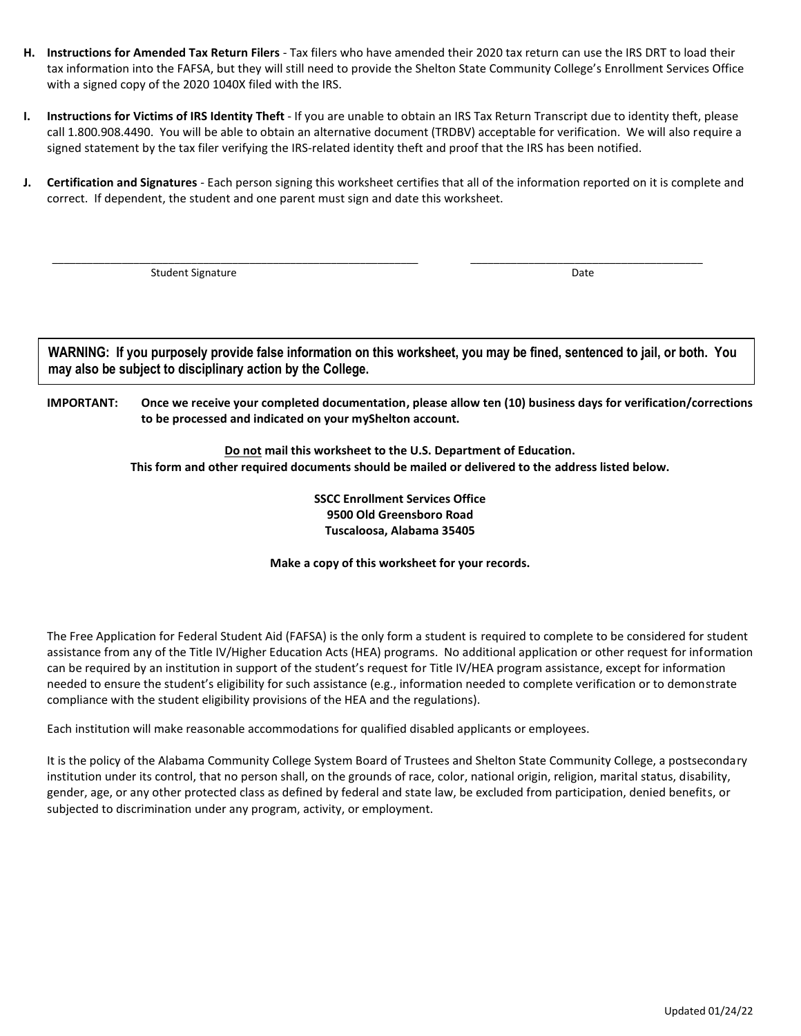**H. Instructions for Amended Tax Return Filers** - Tax filers who have amended their 2020 tax return can use the IRS DRT to load their tax information into the FAFSA, but they will still need to provide the Shelton State Community College's Enrollment Services Office with a signed copy of the 2020 1040X filed with the IRS.

**I. Instructions for Victims of IRS Identity Theft** - If you are unable to obtain an IRS Tax Return Transcript due to identity theft, please call 1.800.908.4490. You will be able to obtain an alternative document (TRDBV) acceptable for verification. We will also require a signed statement by the tax filer verifying the IRS-related identity theft and proof that the IRS has been notified.

**J. Certification and Signatures** - Each person signing this worksheet certifies that all of the information reported on it is complete and correct. If dependent, the student and one parent must sign and date this worksheet.

_____________________________________________ Student Signature

______________________________ Date

**WARNING: If you purposely provide false information on this worksheet, you may be fined, sentenced to jail, or both. You may also be subject to disciplinary action by the College.**

**IMPORTANT: Once we receive your completed documentation, please allow ten (10) business days for verification/corrections to be processed and indicated on your myShelton account.**

**Do not mail this worksheet to the U.S. Department of Education.**
**This form and other required documents should be mailed or delivered to the address listed below.**

**SSCC Enrollment Services Office**
**9500 Old Greensboro Road**
**Tuscaloosa, Alabama 35405**

**Make a copy of this worksheet for your records.**

The Free Application for Federal Student Aid (FAFSA) is the only form a student is required to complete to be considered for student assistance from any of the Title IV/Higher Education Acts (HEA) programs. No additional application or other request for information can be required by an institution in support of the student's request for Title IV/HEA program assistance, except for information needed to ensure the student's eligibility for such assistance (e.g., information needed to complete verification or to demonstrate compliance with the student eligibility provisions of the HEA and the regulations).

Each institution will make reasonable accommodations for qualified disabled applicants or employees.

It is the policy of the Alabama Community College System Board of Trustees and Shelton State Community College, a postsecondary institution under its control, that no person shall, on the grounds of race, color, national origin, religion, marital status, disability, gender, age, or any other protected class as defined by federal and state law, be excluded from participation, denied benefits, or subjected to discrimination under any program, activity, or employment.

Updated 01/24/22